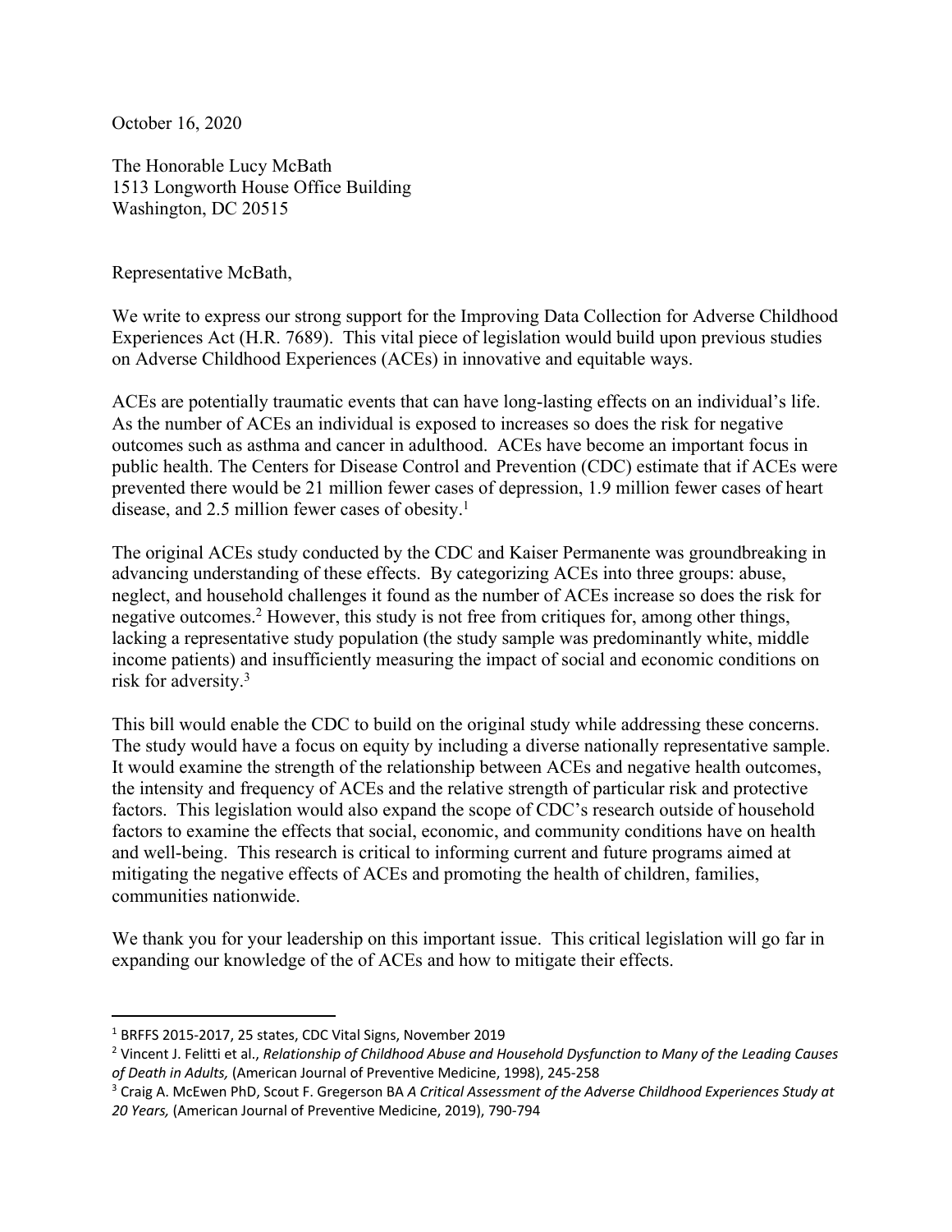October 16, 2020

The Honorable Lucy McBath
1513 Longworth House Office Building
Washington, DC 20515

Representative McBath,

We write to express our strong support for the Improving Data Collection for Adverse Childhood Experiences Act (H.R. 7689). This vital piece of legislation would build upon previous studies on Adverse Childhood Experiences (ACEs) in innovative and equitable ways.

ACEs are potentially traumatic events that can have long-lasting effects on an individual's life. As the number of ACEs an individual is exposed to increases so does the risk for negative outcomes such as asthma and cancer in adulthood. ACEs have become an important focus in public health. The Centers for Disease Control and Prevention (CDC) estimate that if ACEs were prevented there would be 21 million fewer cases of depression, 1.9 million fewer cases of heart disease, and 2.5 million fewer cases of obesity.[1]

The original ACEs study conducted by the CDC and Kaiser Permanente was groundbreaking in advancing understanding of these effects. By categorizing ACEs into three groups: abuse, neglect, and household challenges it found as the number of ACEs increase so does the risk for negative outcomes.[2] However, this study is not free from critiques for, among other things, lacking a representative study population (the study sample was predominantly white, middle income patients) and insufficiently measuring the impact of social and economic conditions on risk for adversity.[3]

This bill would enable the CDC to build on the original study while addressing these concerns. The study would have a focus on equity by including a diverse nationally representative sample. It would examine the strength of the relationship between ACEs and negative health outcomes, the intensity and frequency of ACEs and the relative strength of particular risk and protective factors. This legislation would also expand the scope of CDC's research outside of household factors to examine the effects that social, economic, and community conditions have on health and well-being. This research is critical to informing current and future programs aimed at mitigating the negative effects of ACEs and promoting the health of children, families, communities nationwide.

We thank you for your leadership on this important issue. This critical legislation will go far in expanding our knowledge of the of ACEs and how to mitigate their effects.

---

[1] BRFSS 2015-2017, 25 states, CDC Vital Signs, November 2019

[2] Vincent J. Felitti et al., *Relationship of Childhood Abuse and Household Dysfunction to Many of the Leading Causes of Death in Adults,* (American Journal of Preventive Medicine, 1998), 245-258

[3] Craig A. McEwen PhD, Scout F. Gregerson BA *A Critical Assessment of the Adverse Childhood Experiences Study at 20 Years,* (American Journal of Preventive Medicine, 2019), 790-794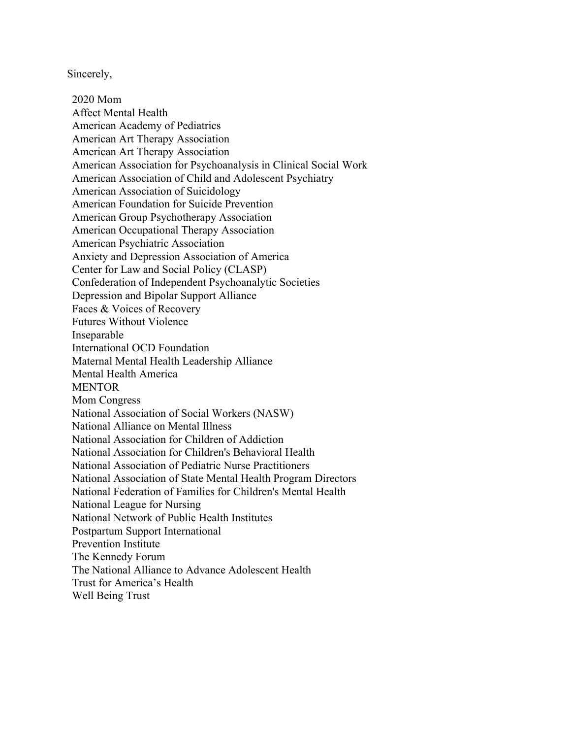Sincerely,

2020 Mom
Affect Mental Health
American Academy of Pediatrics
American Art Therapy Association
American Art Therapy Association
American Association for Psychoanalysis in Clinical Social Work
American Association of Child and Adolescent Psychiatry
American Association of Suicidology
American Foundation for Suicide Prevention
American Group Psychotherapy Association
American Occupational Therapy Association
American Psychiatric Association
Anxiety and Depression Association of America
Center for Law and Social Policy (CLASP)
Confederation of Independent Psychoanalytic Societies
Depression and Bipolar Support Alliance
Faces & Voices of Recovery
Futures Without Violence
Inseparable
International OCD Foundation
Maternal Mental Health Leadership Alliance
Mental Health America
MENTOR
Mom Congress
National Association of Social Workers (NASW)
National Alliance on Mental Illness
National Association for Children of Addiction
National Association for Children's Behavioral Health
National Association of Pediatric Nurse Practitioners
National Association of State Mental Health Program Directors
National Federation of Families for Children's Mental Health
National League for Nursing
National Network of Public Health Institutes
Postpartum Support International
Prevention Institute
The Kennedy Forum
The National Alliance to Advance Adolescent Health
Trust for America's Health
Well Being Trust